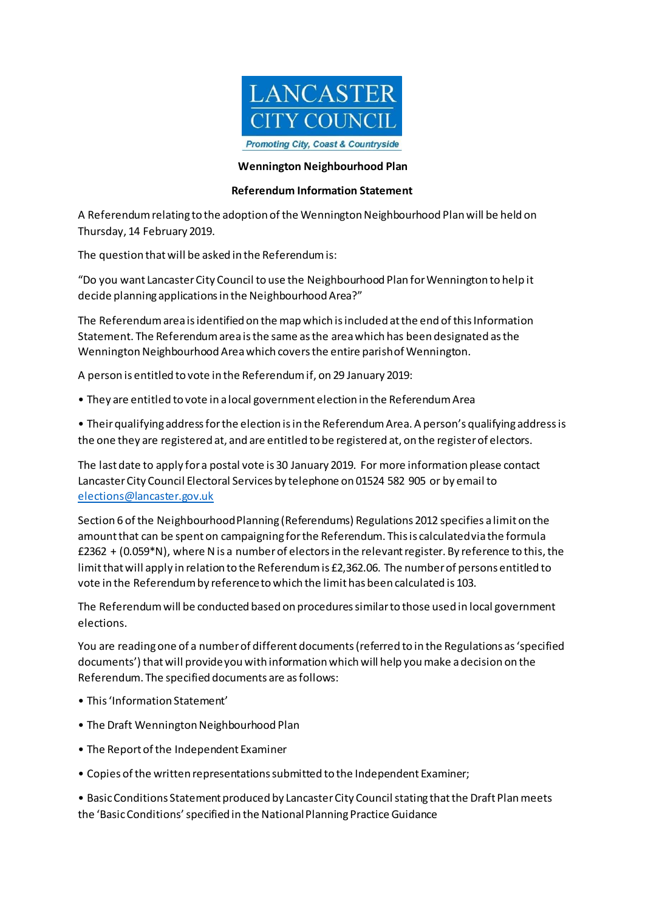LANCASTER CITY COUNCIL

*Promoting City, Coast & Countryside*

**Wennington Neighbourhood Plan**

**Referendum Information Statement**

A Referendum relating to the adoption of the Wennington Neighbourhood Plan will be held on Thursday, 14 February 2019.

The question that will be asked in the Referendum is:

"Do you want Lancaster City Council to use the Neighbourhood Plan for Wennington to help it decide planning applications in the Neighbourhood Area?"

The Referendum area is identified on the map which is included at the end of this Information Statement. The Referendum area is the same as the area which has been designated as the Wennington Neighbourhood Area which covers the entire parish of Wennington.

A person is entitled to vote in the Referendum if, on 29 January 2019:

- They are entitled to vote in a local government election in the Referendum Area
- Their qualifying address for the election is in the Referendum Area. A person's qualifying address is the one they are registered at, and are entitled to be registered at, on the register of electors.

The last date to apply for a postal vote is 30 January 2019. For more information please contact Lancaster City Council Electoral Services by telephone on 01524 582 905 or by email to [elections@lancaster.gov.uk](mailto:elections@lancaster.gov.uk)

Section 6 of the Neighbourhood Planning (Referendums) Regulations 2012 specifies a limit on the amount that can be spent on campaigning for the Referendum. This is calculated via the formula £2362 + (0.059*N), where N is a number of electors in the relevant register. By reference to this, the limit that will apply in relation to the Referendum is £2,362.06. The number of persons entitled to vote in the Referendum by reference to which the limit has been calculated is 103.

The Referendum will be conducted based on procedures similar to those used in local government elections.

You are reading one of a number of different documents (referred to in the Regulations as 'specified documents') that will provide you with information which will help you make a decision on the Referendum. The specified documents are as follows:

- This 'Information Statement'
- The Draft Wennington Neighbourhood Plan
- The Report of the Independent Examiner
- Copies of the written representations submitted to the Independent Examiner;
- Basic Conditions Statement produced by Lancaster City Council stating that the Draft Plan meets the 'Basic Conditions' specified in the National Planning Practice Guidance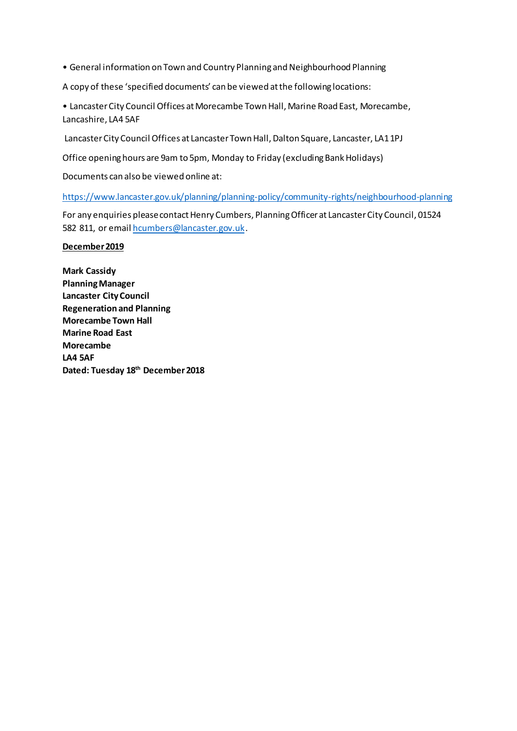• General information on Town and Country Planning and Neighbourhood Planning

A copy of these 'specified documents' can be viewed at the following locations:

• Lancaster City Council Offices at Morecambe Town Hall, Marine Road East, Morecambe, Lancashire, LA4 5AF

Lancaster City Council Offices at Lancaster Town Hall, Dalton Square, Lancaster, LA1 1PJ

Office opening hours are 9am to 5pm, Monday to Friday (excluding Bank Holidays)

Documents can also be viewed online at:

https://www.lancaster.gov.uk/planning/planning-policy/community-rights/neighbourhood-planning

For any enquiries please contact Henry Cumbers, Planning Officer at Lancaster City Council, 01524 582 811, or email hcumbers@lancaster.gov.uk.

**December 2019**

**Mark Cassidy**
**Planning Manager**
**Lancaster City Council**
**Regeneration and Planning**
**Morecambe Town Hall**
**Marine Road East**
**Morecambe**
**LA4 5AF**
**Dated: Tuesday 18th December 2018**